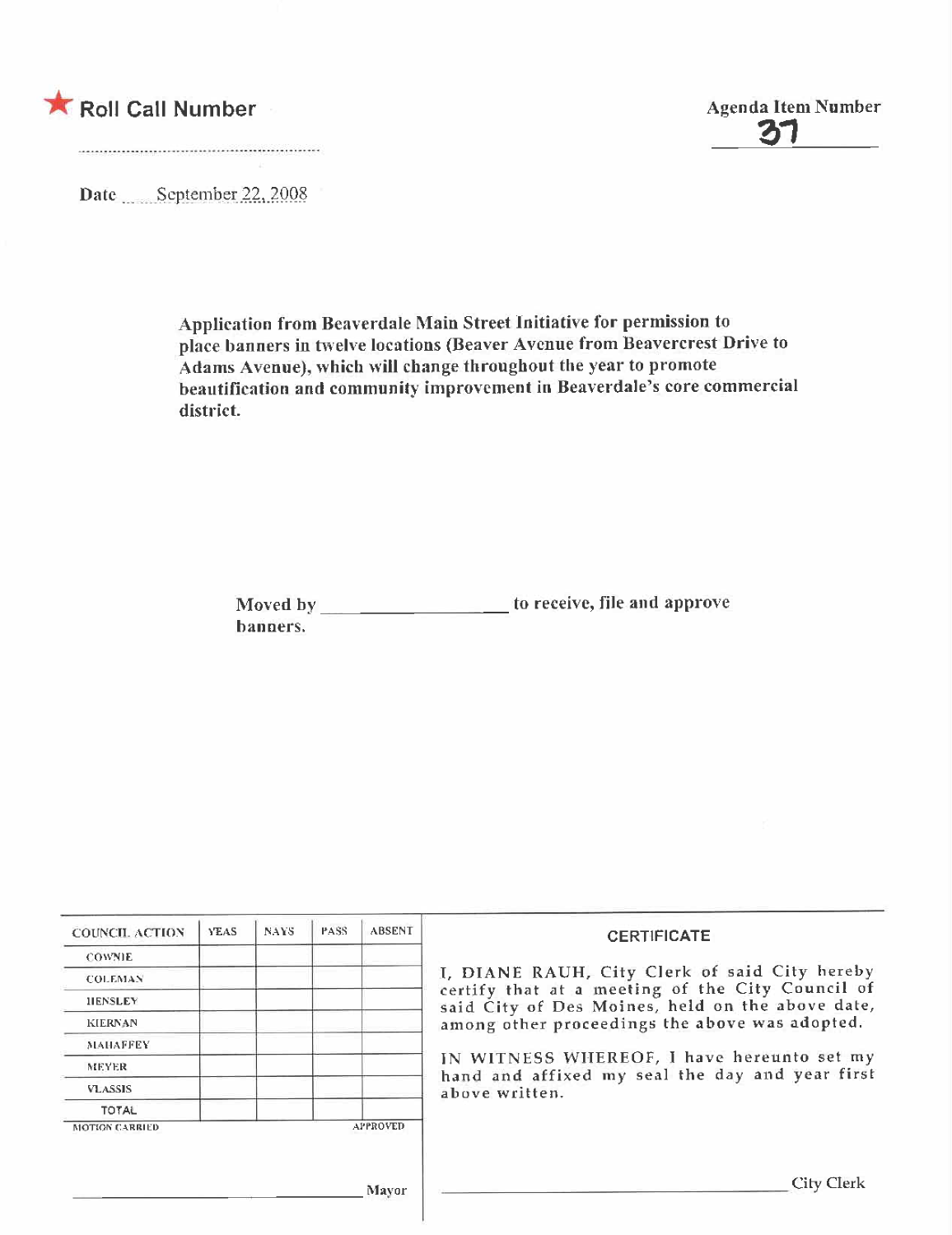★ **Roll Call Number**

.........................................................

**Agenda Item Number**

**37**

**Date** September 22, 2008

**Application from Beaverdale Main Street Initiative for permission to place banners in twelve locations (Beaver Avenue from Beavercrest Drive to Adams Avenue), which will change throughout the year to promote beautification and community improvement in Beaverdale's core commercial district.**

**Moved by \_\_\_\_\_\_\_\_\_\_\_\_\_\_\_\_\_\_\_\_ to receive, file and approve banners.**

| COUNCIL ACTION | YEAS | NAYS | PASS | ABSENT |
|---|---|---|---|---|
| COWNIE | | | | |
| COLEMAN | | | | |
| HENSLEY | | | | |
| KIERNAN | | | | |
| MAHAFFEY | | | | |
| MEYER | | | | |
| VLASSIS | | | | |
| TOTAL | | | | |

MOTION CARRIED APPROVED

\_\_\_\_\_\_\_\_\_\_\_\_\_\_\_\_\_\_\_\_\_\_\_\_\_\_\_\_\_\_ Mayor

**CERTIFICATE**

I, DIANE RAUH, City Clerk of said City hereby certify that at a meeting of the City Council of said City of Des Moines, held on the above date, among other proceedings the above was adopted.

IN WITNESS WHEREOF, I have hereunto set my hand and affixed my seal the day and year first above written.

\_\_\_\_\_\_\_\_\_\_\_\_\_\_\_\_\_\_\_\_\_\_\_\_\_\_\_\_\_\_ City Clerk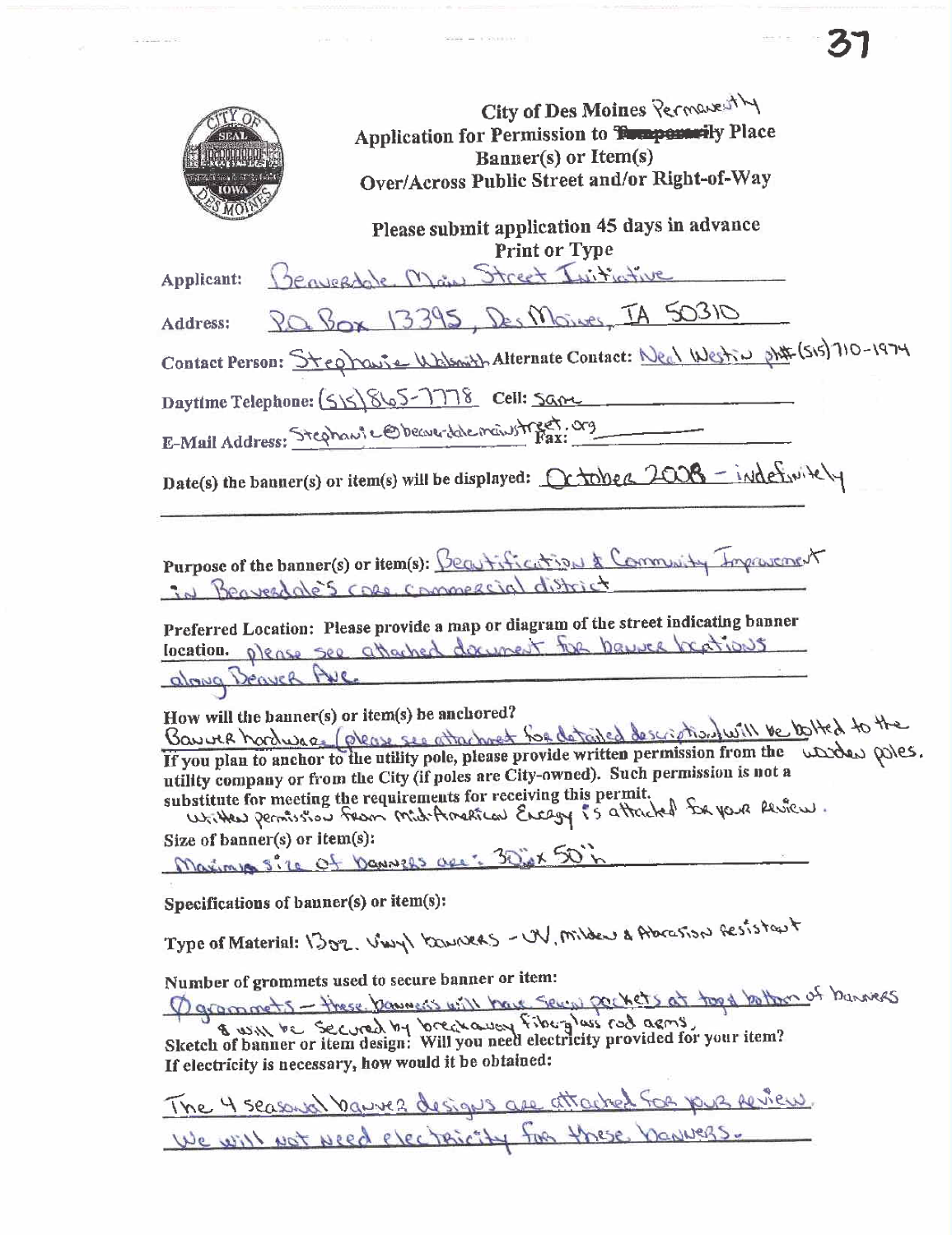# City of Des Moines Permanently Application for Permission to ~~Temporarily~~ Place Banner(s) or Item(s) Over/Across Public Street and/or Right-of-Way

**Please submit application 45 days in advance**
**Print or Type**

**Applicant:** Beaverdale Main Street Initiative

**Address:** P.O. Box 13395, Des Moines, IA 50310

**Contact Person:** Stephanie Walsmith **Alternate Contact:** Neal Westin ph# (515) 710-1974

**Daytime Telephone:** (515) 865-7778 **Cell:** same

**E-Mail Address:** Stephanie@beaverdalemainstreet.org **Fax:**

**Date(s) the banner(s) or item(s) will be displayed:** October 2008 - indefinitely

**Purpose of the banner(s) or item(s):** Beautification & Community Improvement in Beaverdale's core commercial district

**Preferred Location: Please provide a map or diagram of the street indicating banner location.** please see attached document for banner locations along Beaver Ave.

**How will the banner(s) or item(s) be anchored?**
Banner hardware (please see attachment for detailed description) will be bolted to the wooden poles.

**If you plan to anchor to the utility pole, please provide written permission from the utility company or from the City (if poles are City-owned). Such permission is not a substitute for meeting the requirements for receiving this permit.**
Written permission from MidAmerican Energy is attached for your review.

**Size of banner(s) or item(s):**
Maximum size of banners are: 30" x 50"h

**Specifications of banner(s) or item(s):**

**Type of Material:** 13oz. Vinyl banners - UV, mildew & Abrasion Resistant

**Number of grommets used to secure banner or item:**
0 grommets - these banners will have sewn pockets at top & bottom of banners & will be secured by breakaway fiberglass rod arms.

**Sketch of banner or item design: Will you need electricity provided for your item? If electricity is necessary, how would it be obtained:**

The 4 seasonal banner designs are attached for your review.
We will not need electricity for these banners.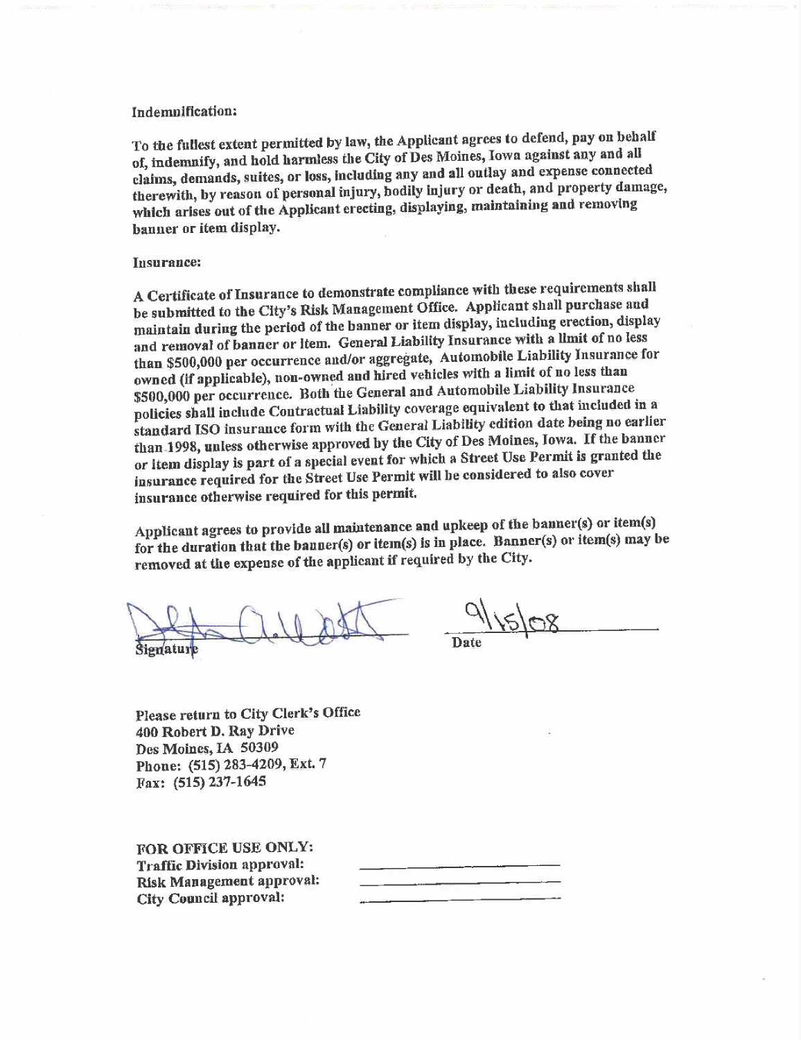**Indemnification:**

To the fullest extent permitted by law, the Applicant agrees to defend, pay on behalf of, indemnify, and hold harmless the City of Des Moines, Iowa against any and all claims, demands, suites, or loss, including any and all outlay and expense connected therewith, by reason of personal injury, bodily injury or death, and property damage, which arises out of the Applicant erecting, displaying, maintaining and removing banner or item display.

**Insurance:**

A Certificate of Insurance to demonstrate compliance with these requirements shall be submitted to the City's Risk Management Office. Applicant shall purchase and maintain during the period of the banner or item display, including erection, display and removal of banner or item. General Liability Insurance with a limit of no less than $500,000 per occurrence and/or aggregate, Automobile Liability Insurance for owned (if applicable), non-owned and hired vehicles with a limit of no less than $500,000 per occurrence. Both the General and Automobile Liability Insurance policies shall include Contractual Liability coverage equivalent to that included in a standard ISO insurance form with the General Liability edition date being no earlier than 1998, unless otherwise approved by the City of Des Moines, Iowa. If the banner or item display is part of a special event for which a Street Use Permit is granted the insurance required for the Street Use Permit will be considered to also cover insurance otherwise required for this permit.

Applicant agrees to provide all maintenance and upkeep of the banner(s) or item(s) for the duration that the banner(s) or item(s) is in place. Banner(s) or item(s) may be removed at the expense of the applicant if required by the City.

Signature: [signature] Date: 9/15/08

**Please return to City Clerk's Office**
**400 Robert D. Ray Drive**
**Des Moines, IA 50309**
**Phone: (515) 283-4209, Ext. 7**
**Fax: (515) 237-1645**

**FOR OFFICE USE ONLY:**
**Traffic Division approval:** ____________________
**Risk Management approval:** ____________________
**City Council approval:** ____________________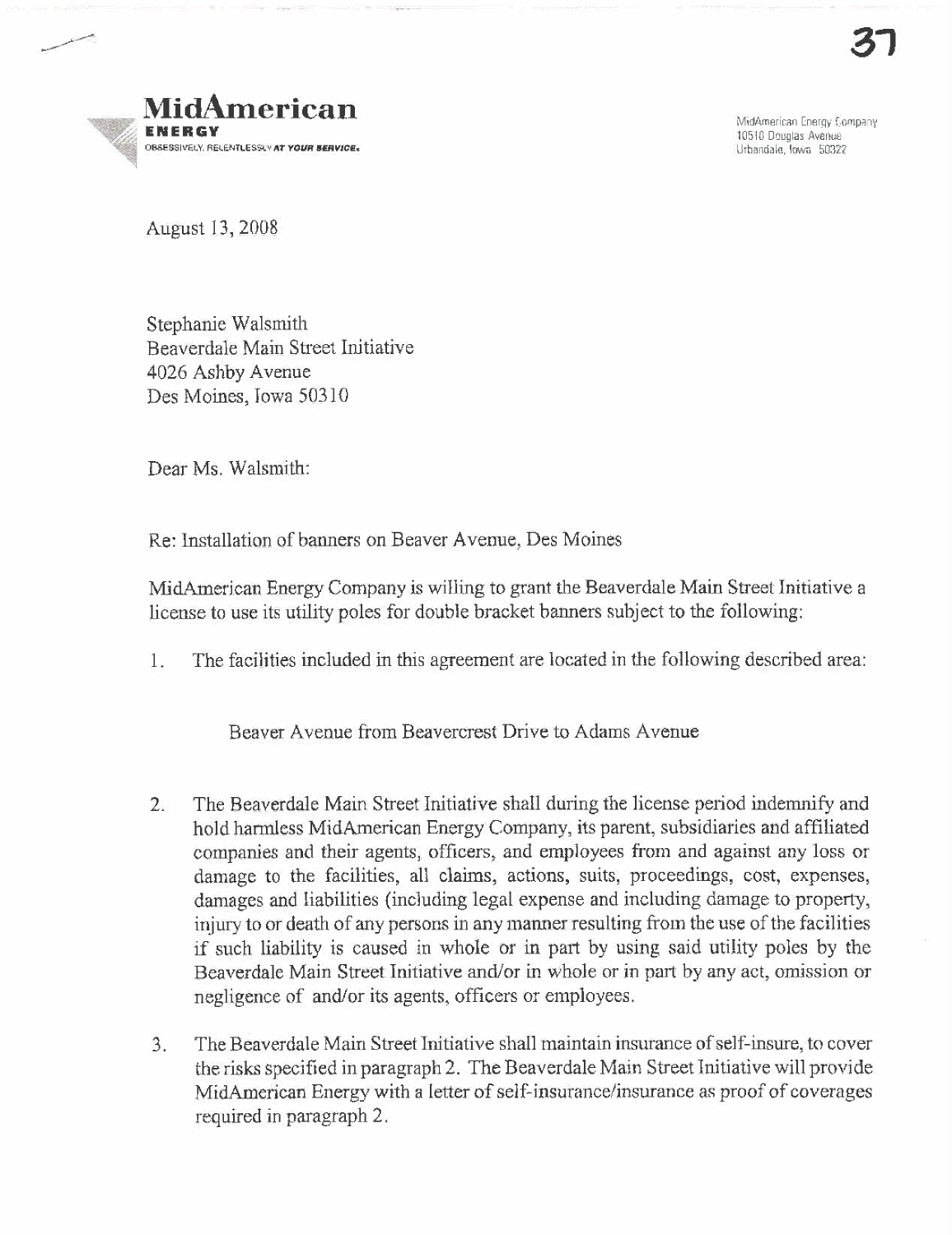**MidAmerican**
**ENERGY**
OBSESSIVELY. RELENTLESSLY *AT YOUR SERVICE.*

MidAmerican Energy Company
10510 Douglas Avenue
Urbandale, Iowa 50322

August 13, 2008

Stephanie Walsmith
Beaverdale Main Street Initiative
4026 Ashby Avenue
Des Moines, Iowa 50310

Dear Ms. Walsmith:

Re: Installation of banners on Beaver Avenue, Des Moines

MidAmerican Energy Company is willing to grant the Beaverdale Main Street Initiative a license to use its utility poles for double bracket banners subject to the following:

1. The facilities included in this agreement are located in the following described area:

   Beaver Avenue from Beavercrest Drive to Adams Avenue

2. The Beaverdale Main Street Initiative shall during the license period indemnify and hold harmless MidAmerican Energy Company, its parent, subsidiaries and affiliated companies and their agents, officers, and employees from and against any loss or damage to the facilities, all claims, actions, suits, proceedings, cost, expenses, damages and liabilities (including legal expense and including damage to property, injury to or death of any persons in any manner resulting from the use of the facilities if such liability is caused in whole or in part by using said utility poles by the Beaverdale Main Street Initiative and/or in whole or in part by any act, omission or negligence of and/or its agents, officers or employees.

3. The Beaverdale Main Street Initiative shall maintain insurance of self-insure, to cover the risks specified in paragraph 2. The Beaverdale Main Street Initiative will provide MidAmerican Energy with a letter of self-insurance/insurance as proof of coverages required in paragraph 2.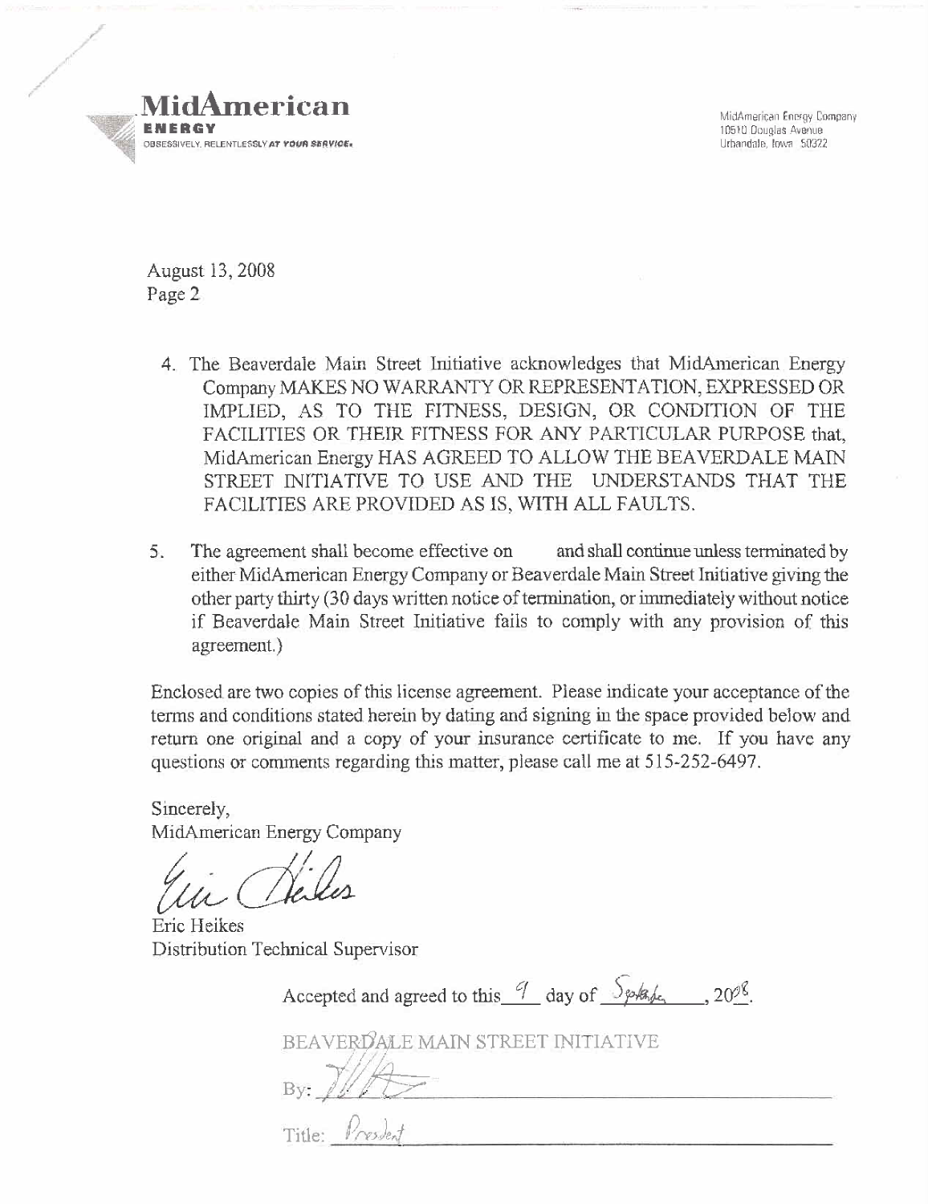**MidAmerican**
**ENERGY**
OBSESSIVELY, RELENTLESSLY *AT YOUR SERVICE.*

MidAmerican Energy Company
10510 Douglas Avenue
Urbandale, Iowa 50322

August 13, 2008
Page 2

4. The Beaverdale Main Street Initiative acknowledges that MidAmerican Energy Company MAKES NO WARRANTY OR REPRESENTATION, EXPRESSED OR IMPLIED, AS TO THE FITNESS, DESIGN, OR CONDITION OF THE FACILITIES OR THEIR FITNESS FOR ANY PARTICULAR PURPOSE that, MidAmerican Energy HAS AGREED TO ALLOW THE BEAVERDALE MAIN STREET INITIATIVE TO USE AND THE UNDERSTANDS THAT THE FACILITIES ARE PROVIDED AS IS, WITH ALL FAULTS.

5. The agreement shall become effective on and shall continue unless terminated by either MidAmerican Energy Company or Beaverdale Main Street Initiative giving the other party thirty (30 days written notice of termination, or immediately without notice if Beaverdale Main Street Initiative fails to comply with any provision of this agreement.)

Enclosed are two copies of this license agreement. Please indicate your acceptance of the terms and conditions stated herein by dating and signing in the space provided below and return one original and a copy of your insurance certificate to me. If you have any questions or comments regarding this matter, please call me at 515-252-6497.

Sincerely,
MidAmerican Energy Company

*Eric Heikes*

Eric Heikes
Distribution Technical Supervisor

Accepted and agreed to this 9 day of September, 2008.

BEAVERDALE MAIN STREET INITIATIVE

By: *[signature]*

Title: President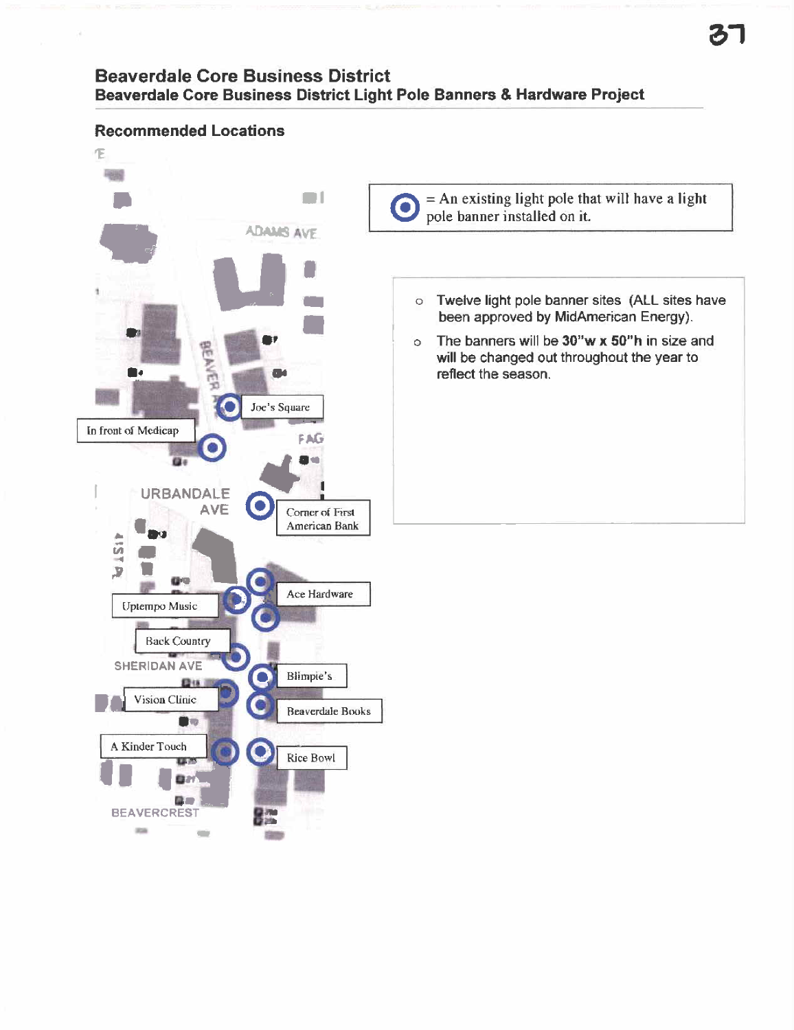## Beaverdale Core Business District

### Beaverdale Core Business District Light Pole Banners & Hardware Project

### Recommended Locations

ADAMS AVE

BEAVER AVE

Joe's Square

In front of Medicap

FAG

URBANDALE AVE

Corner of First American Bank

41ST PL

Ace Hardware

Uptempo Music

Back Country

SHERIDAN AVE

Blimpie's

Vision Clinic

Beaverdale Books

A Kinder Touch

Rice Bowl

BEAVERCREST

⦿ = An existing light pole that will have a light pole banner installed on it.

- Twelve light pole banner sites (ALL sites have been approved by MidAmerican Energy).
- The banners will be **30"w x 50"h** in size and will be changed out throughout the year to reflect the season.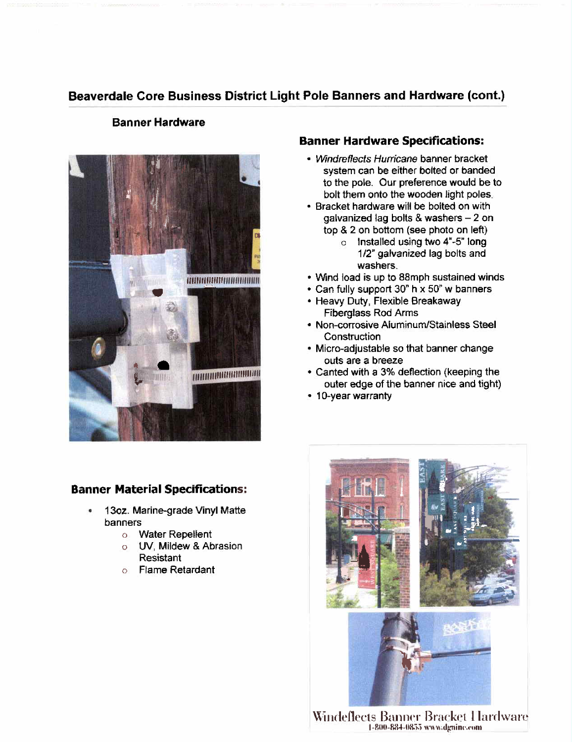## Beaverdale Core Business District Light Pole Banners and Hardware (cont.)

### Banner Hardware

### Banner Hardware Specifications:

- *Windreflects Hurricane* banner bracket system can be either bolted or banded to the pole. Our preference would be to bolt them onto the wooden light poles.
- Bracket hardware will be bolted on with galvanized lag bolts & washers – 2 on top & 2 on bottom (see photo on left)
  - Installed using two 4"-5" long 1/2" galvanized lag bolts and washers.
- Wind load is up to 88mph sustained winds
- Can fully support 30" h x 50" w banners
- Heavy Duty, Flexible Breakaway Fiberglass Rod Arms
- Non-corrosive Aluminum/Stainless Steel Construction
- Micro-adjustable so that banner change outs are a breeze
- Canted with a 3% deflection (keeping the outer edge of the banner nice and tight)
- 10-year warranty

### Banner Material Specifications:

- 13oz. Marine-grade Vinyl Matte banners
  - Water Repellent
  - UV, Mildew & Abrasion Resistant
  - Flame Retardant

Windeflects Banner Bracket Hardware
1-800-884-0855 www.dgninc.com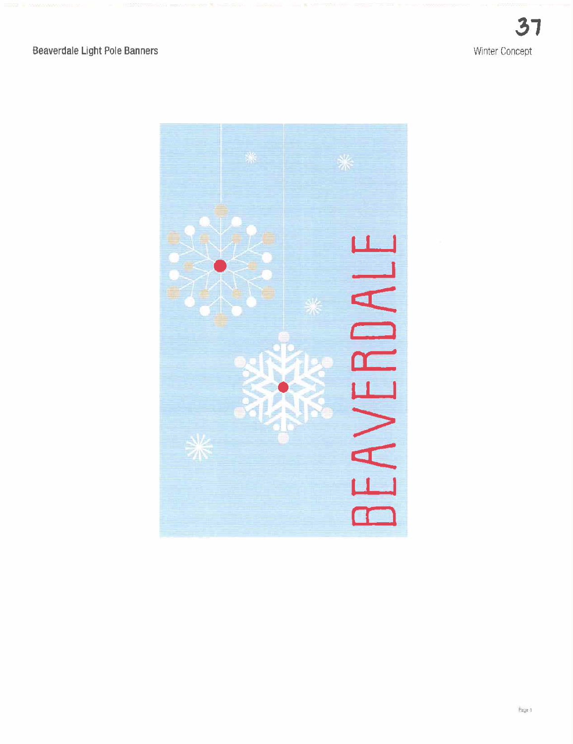Beaverdale Light Pole Banners

37

Winter Concept

BEAVERDALE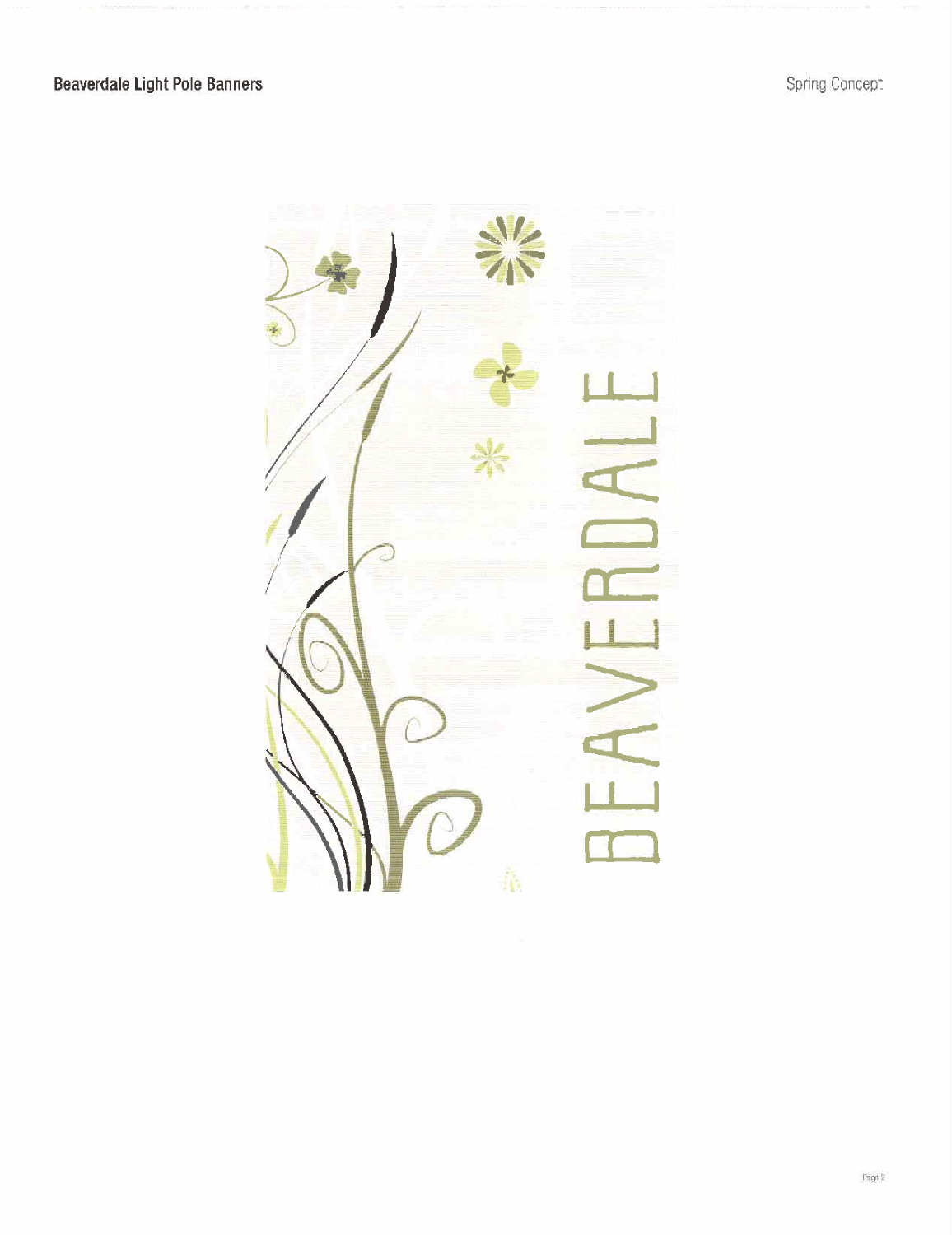**Beaverdale Light Pole Banners**

Spring Concept

BEAVERDALE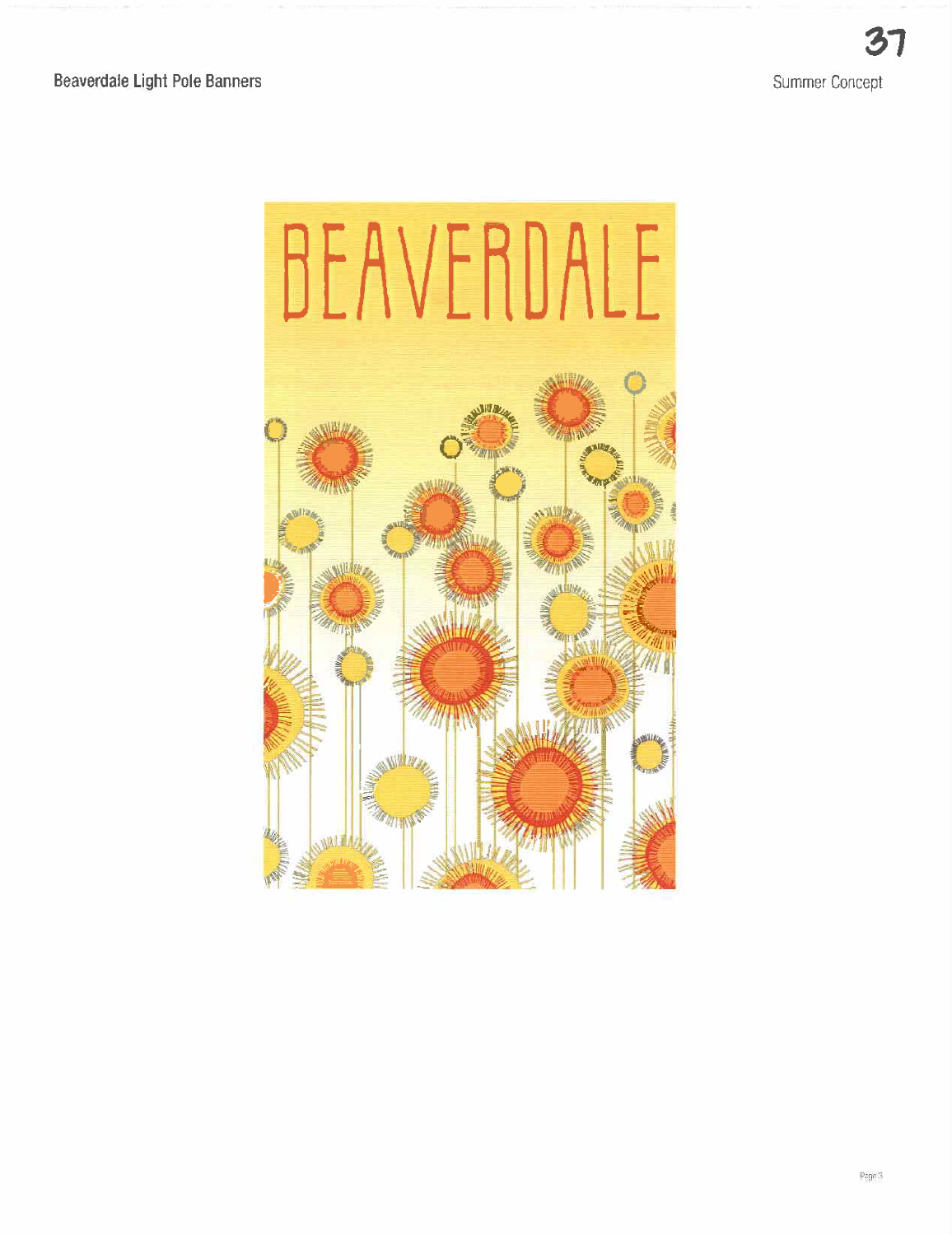Beaverdale Light Pole Banners

37

Summer Concept

BEAVERDALE